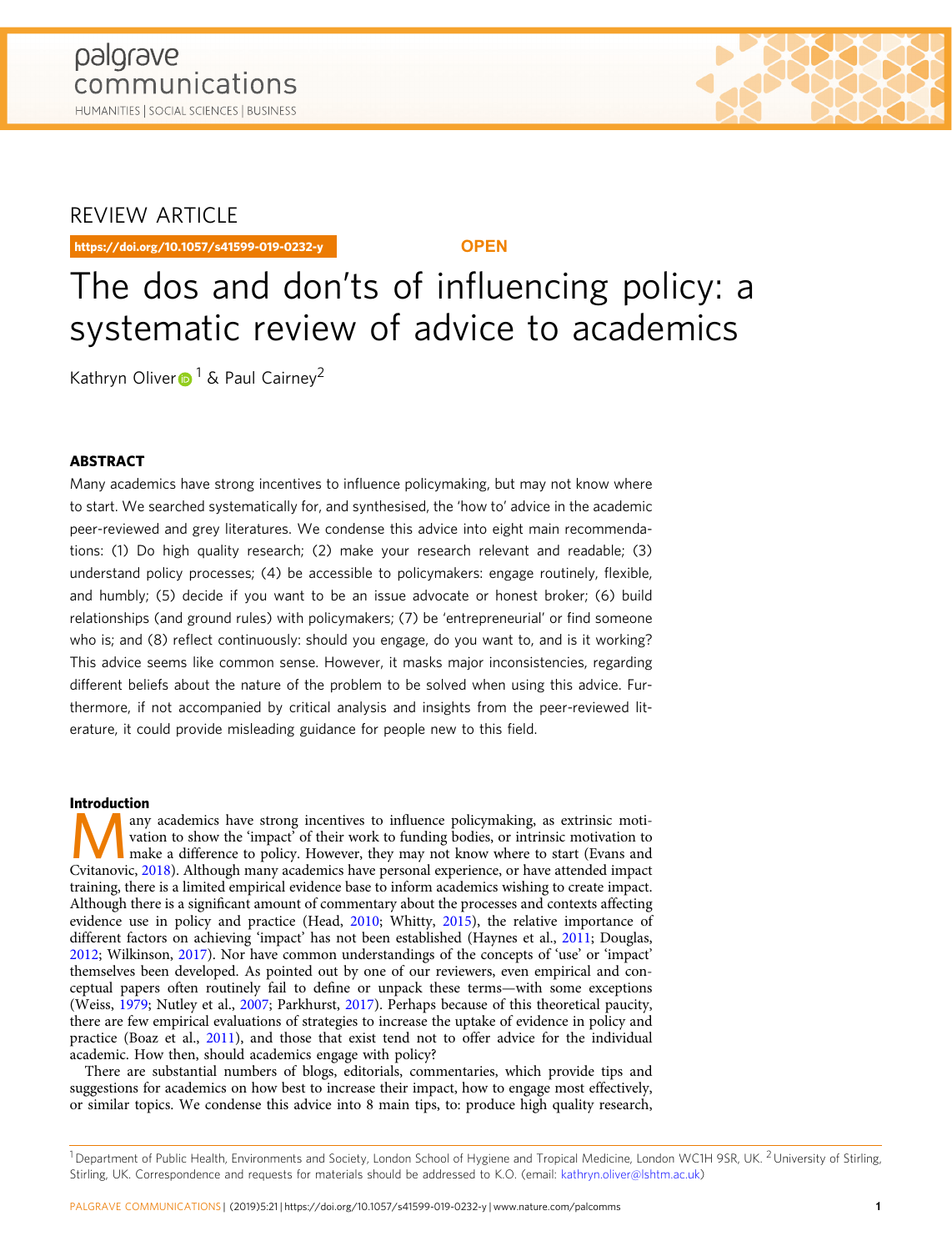REVIEW ARTICLE

https://doi.org/10.1057/s41599-019-0232-y

OPEN

# The dos and don'ts of influencing policy: a systematic review of advice to academics

Kathryn Oliver[1] & Paul Cairney[2]

## ABSTRACT

Many academics have strong incentives to influence policymaking, but may not know where to start. We searched systematically for, and synthesised, the 'how to' advice in the academic peer-reviewed and grey literatures. We condense this advice into eight main recommendations: (1) Do high quality research; (2) make your research relevant and readable; (3) understand policy processes; (4) be accessible to policymakers: engage routinely, flexible, and humbly; (5) decide if you want to be an issue advocate or honest broker; (6) build relationships (and ground rules) with policymakers; (7) be 'entrepreneurial' or find someone who is; and (8) reflect continuously: should you engage, do you want to, and is it working? This advice seems like common sense. However, it masks major inconsistencies, regarding different beliefs about the nature of the problem to be solved when using this advice. Furthermore, if not accompanied by critical analysis and insights from the peer-reviewed literature, it could provide misleading guidance for people new to this field.

## Introduction

Many academics have strong incentives to influence policymaking, as extrinsic motivation to show the 'impact' of their work to funding bodies, or intrinsic motivation to make a difference to policy. However, they may not know where to start (Evans and Cvitanovic, 2018). Although many academics have personal experience, or have attended impact training, there is a limited empirical evidence base to inform academics wishing to create impact. Although there is a significant amount of commentary about the processes and contexts affecting evidence use in policy and practice (Head, 2010; Whitty, 2015), the relative importance of different factors on achieving 'impact' has not been established (Haynes et al., 2011; Douglas, 2012; Wilkinson, 2017). Nor have common understandings of the concepts of 'use' or 'impact' themselves been developed. As pointed out by one of our reviewers, even empirical and conceptual papers often routinely fail to define or unpack these terms—with some exceptions (Weiss, 1979; Nutley et al., 2007; Parkhurst, 2017). Perhaps because of this theoretical paucity, there are few empirical evaluations of strategies to increase the uptake of evidence in policy and practice (Boaz et al., 2011), and those that exist tend not to offer advice for the individual academic. How then, should academics engage with policy?

There are substantial numbers of blogs, editorials, commentaries, which provide tips and suggestions for academics on how best to increase their impact, how to engage most effectively, or similar topics. We condense this advice into 8 main tips, to: produce high quality research,

[1] Department of Public Health, Environments and Society, London School of Hygiene and Tropical Medicine, London WC1H 9SR, UK. [2] University of Stirling, Stirling, UK. Correspondence and requests for materials should be addressed to K.O. (email: kathryn.oliver@lshtm.ac.uk)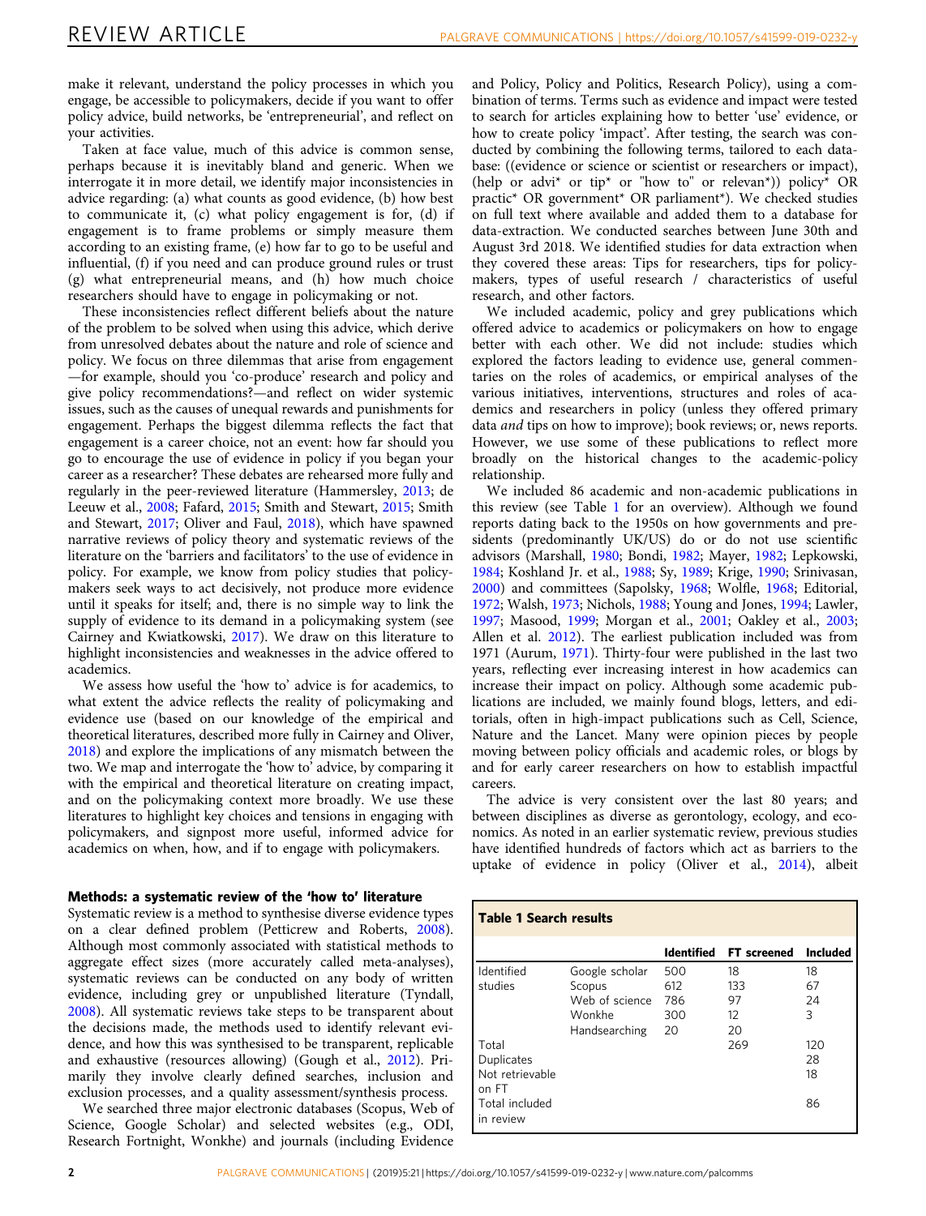make it relevant, understand the policy processes in which you engage, be accessible to policymakers, decide if you want to offer policy advice, build networks, be 'entrepreneurial', and reflect on your activities.

Taken at face value, much of this advice is common sense, perhaps because it is inevitably bland and generic. When we interrogate it in more detail, we identify major inconsistencies in advice regarding: (a) what counts as good evidence, (b) how best to communicate it, (c) what policy engagement is for, (d) if engagement is to frame problems or simply measure them according to an existing frame, (e) how far to go to be useful and influential, (f) if you need and can produce ground rules or trust (g) what entrepreneurial means, and (h) how much choice researchers should have to engage in policymaking or not.

These inconsistencies reflect different beliefs about the nature of the problem to be solved when using this advice, which derive from unresolved debates about the nature and role of science and policy. We focus on three dilemmas that arise from engagement —for example, should you 'co-produce' research and policy and give policy recommendations?—and reflect on wider systemic issues, such as the causes of unequal rewards and punishments for engagement. Perhaps the biggest dilemma reflects the fact that engagement is a career choice, not an event: how far should you go to encourage the use of evidence in policy if you began your career as a researcher? These debates are rehearsed more fully and regularly in the peer-reviewed literature (Hammersley, 2013; de Leeuw et al., 2008; Fafard, 2015; Smith and Stewart, 2015; Smith and Stewart, 2017; Oliver and Faul, 2018), which have spawned narrative reviews of policy theory and systematic reviews of the literature on the 'barriers and facilitators' to the use of evidence in policy. For example, we know from policy studies that policymakers seek ways to act decisively, not produce more evidence until it speaks for itself; and, there is no simple way to link the supply of evidence to its demand in a policymaking system (see Cairney and Kwiatkowski, 2017). We draw on this literature to highlight inconsistencies and weaknesses in the advice offered to academics.

We assess how useful the 'how to' advice is for academics, to what extent the advice reflects the reality of policymaking and evidence use (based on our knowledge of the empirical and theoretical literatures, described more fully in Cairney and Oliver, 2018) and explore the implications of any mismatch between the two. We map and interrogate the 'how to' advice, by comparing it with the empirical and theoretical literature on creating impact, and on the policymaking context more broadly. We use these literatures to highlight key choices and tensions in engaging with policymakers, and signpost more useful, informed advice for academics on when, how, and if to engage with policymakers.

## Methods: a systematic review of the 'how to' literature

Systematic review is a method to synthesise diverse evidence types on a clear defined problem (Petticrew and Roberts, 2008). Although most commonly associated with statistical methods to aggregate effect sizes (more accurately called meta-analyses), systematic reviews can be conducted on any body of written evidence, including grey or unpublished literature (Tyndall, 2008). All systematic reviews take steps to be transparent about the decisions made, the methods used to identify relevant evidence, and how this was synthesised to be transparent, replicable and exhaustive (resources allowing) (Gough et al., 2012). Primarily they involve clearly defined searches, inclusion and exclusion processes, and a quality assessment/synthesis process.

We searched three major electronic databases (Scopus, Web of Science, Google Scholar) and selected websites (e.g., ODI, Research Fortnight, Wonkhe) and journals (including Evidence and Policy, Policy and Politics, Research Policy), using a combination of terms. Terms such as evidence and impact were tested to search for articles explaining how to better 'use' evidence, or how to create policy 'impact'. After testing, the search was conducted by combining the following terms, tailored to each database: ((evidence or science or scientist or researchers or impact), (help or advi* or tip* or "how to" or relevan*)) policy* OR practic* OR government* OR parliament*). We checked studies on full text where available and added them to a database for data-extraction. We conducted searches between June 30th and August 3rd 2018. We identified studies for data extraction when they covered these areas: Tips for researchers, tips for policymakers, types of useful research / characteristics of useful research, and other factors.

We included academic, policy and grey publications which offered advice to academics or policymakers on how to engage better with each other. We did not include: studies which explored the factors leading to evidence use, general commentaries on the roles of academics, or empirical analyses of the various initiatives, interventions, structures and roles of academics and researchers in policy (unless they offered primary data *and* tips on how to improve); book reviews; or, news reports. However, we use some of these publications to reflect more broadly on the historical changes to the academic-policy relationship.

We included 86 academic and non-academic publications in this review (see Table 1 for an overview). Although we found reports dating back to the 1950s on how governments and presidents (predominantly UK/US) do or do not use scientific advisors (Marshall, 1980; Bondi, 1982; Mayer, 1982; Lepkowski, 1984; Koshland Jr. et al., 1988; Sy, 1989; Krige, 1990; Srinivasan, 2000) and committees (Sapolsky, 1968; Wolfle, 1968; Editorial, 1972; Walsh, 1973; Nichols, 1988; Young and Jones, 1994; Lawler, 1997; Masood, 1999; Morgan et al., 2001; Oakley et al., 2003; Allen et al. 2012). The earliest publication included was from 1971 (Aurum, 1971). Thirty-four were published in the last two years, reflecting ever increasing interest in how academics can increase their impact on policy. Although some academic publications are included, we mainly found blogs, letters, and editorials, often in high-impact publications such as Cell, Science, Nature and the Lancet. Many were opinion pieces by people moving between policy officials and academic roles, or blogs by and for early career researchers on how to establish impactful careers.

The advice is very consistent over the last 80 years; and between disciplines as diverse as gerontology, ecology, and economics. As noted in an earlier systematic review, previous studies have identified hundreds of factors which act as barriers to the uptake of evidence in policy (Oliver et al., 2014), albeit

**Table 1 Search results**

| | | Identified | FT screened | Included |
|---|---|---|---|---|
| Identified studies | Google scholar | 500 | 18 | 18 |
| | Scopus | 612 | 133 | 67 |
| | Web of science | 786 | 97 | 24 |
| | Wonkhe | 300 | 12 | 3 |
| | Handsearching | 20 | 20 | |
| Total | | | 269 | 120 |
| Duplicates | | | | 28 |
| Not retrievable on FT | | | | 18 |
| Total included in review | | | | 86 |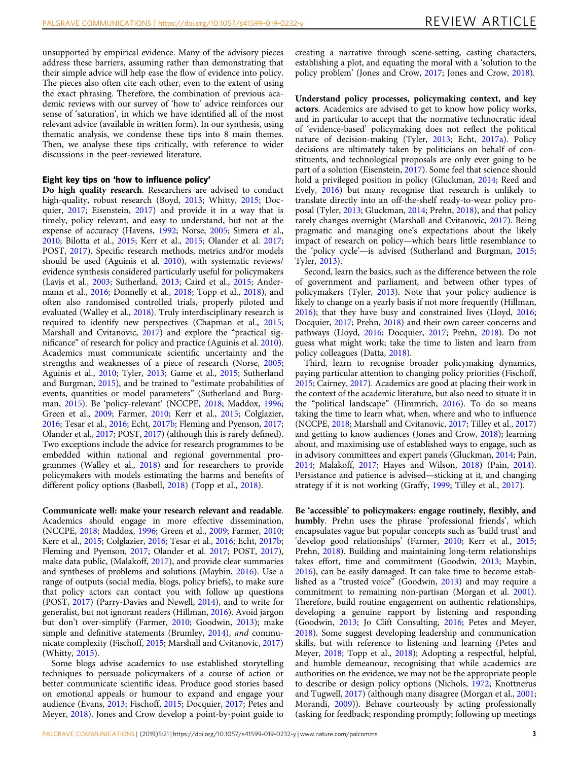unsupported by empirical evidence. Many of the advisory pieces address these barriers, assuming rather than demonstrating that their simple advice will help ease the flow of evidence into policy. The pieces also often cite each other, even to the extent of using the exact phrasing. Therefore, the combination of previous academic reviews with our survey of 'how to' advice reinforces our sense of 'saturation', in which we have identified all of the most relevant advice (available in written form). In our synthesis, using thematic analysis, we condense these tips into 8 main themes. Then, we analyse these tips critically, with reference to wider discussions in the peer-reviewed literature.

## Eight key tips on 'how to influence policy'

**Do high quality research**. Researchers are advised to conduct high-quality, robust research (Boyd, 2013; Whitty, 2015; Docquier, 2017; Eisenstein, 2017) and provide it in a way that is timely, policy relevant, and easy to understand, but not at the expense of accuracy (Havens, 1992; Norse, 2005; Simera et al., 2010; Bilotta et al., 2015; Kerr et al., 2015; Olander et al. 2017; POST, 2017). Specific research methods, metrics and/or models should be used (Aguinis et al. 2010), with systematic reviews/evidence synthesis considered particularly useful for policymakers (Lavis et al., 2003; Sutherland, 2013; Caird et al., 2015; Andermann et al., 2016; Donnelly et al., 2018; Topp et al., 2018), and often also randomised controlled trials, properly piloted and evaluated (Walley et al., 2018). Truly interdisciplinary research is required to identify new perspectives (Chapman et al., 2015; Marshall and Cvitanovic, 2017) and explore the "practical significance" of research for policy and practice (Aguinis et al. 2010). Academics must communicate scientific uncertainty and the strengths and weaknesses of a piece of research (Norse, 2005; Aguinis et al., 2010; Tyler, 2013; Game et al., 2015; Sutherland and Burgman, 2015), and be trained to "estimate probabilities of events, quantities or model parameters" (Sutherland and Burgman, 2015). Be 'policy-relevant' (NCCPE, 2018; Maddox, 1996; Green et al., 2009; Farmer, 2010; Kerr et al., 2015; Colglazier, 2016; Tesar et al., 2016; Echt, 2017b; Fleming and Pyenson, 2017; Olander et al., 2017; POST, 2017) (although this is rarely defined). Two exceptions include the advice for research programmes to be embedded within national and regional governmental programmes (Walley et al., 2018) and for researchers to provide policymakers with models estimating the harms and benefits of different policy options (Basbøll, 2018) (Topp et al., 2018).

**Communicate well: make your research relevant and readable**. Academics should engage in more effective dissemination, (NCCPE, 2018; Maddox, 1996; Green et al., 2009; Farmer, 2010; Kerr et al., 2015; Colglazier, 2016; Tesar et al., 2016; Echt, 2017b; Fleming and Pyenson, 2017; Olander et al. 2017; POST, 2017), make data public, (Malakoff, 2017), and provide clear summaries and syntheses of problems and solutions (Maybin, 2016). Use a range of outputs (social media, blogs, policy briefs), to make sure that policy actors can contact you with follow up questions (POST, 2017) (Parry-Davies and Newell, 2014), and to write for generalist, but not ignorant readers (Hillman, 2016). Avoid jargon but don't over-simplify (Farmer, 2010; Goodwin, 2013); make simple and definitive statements (Brumley, 2014), *and* communicate complexity (Fischoff, 2015; Marshall and Cvitanovic, 2017) (Whitty, 2015).

Some blogs advise academics to use established storytelling techniques to persuade policymakers of a course of action or better communicate scientific ideas. Produce good stories based on emotional appeals or humour to expand and engage your audience (Evans, 2013; Fischoff, 2015; Docquier, 2017; Petes and Meyer, 2018). Jones and Crow develop a point-by-point guide to creating a narrative through scene-setting, casting characters, establishing a plot, and equating the moral with a 'solution to the policy problem' (Jones and Crow, 2017; Jones and Crow, 2018).

**Understand policy processes, policymaking context, and key actors**. Academics are advised to get to know how policy works, and in particular to accept that the normative technocratic ideal of 'evidence-based' policymaking does not reflect the political nature of decision-making (Tyler, 2013; Echt, 2017a). Policy decisions are ultimately taken by politicians on behalf of constituents, and technological proposals are only ever going to be part of a solution (Eisenstein, 2017). Some feel that science should hold a privileged position in policy (Gluckman, 2014; Reed and Evely, 2016) but many recognise that research is unlikely to translate directly into an off-the-shelf ready-to-wear policy proposal (Tyler, 2013; Gluckman, 2014; Prehn, 2018), and that policy rarely changes overnight (Marshall and Cvitanovic, 2017). Being pragmatic and managing one's expectations about the likely impact of research on policy—which bears little resemblance to the 'policy cycle'—is advised (Sutherland and Burgman, 2015; Tyler, 2013).

Second, learn the basics, such as the difference between the role of government and parliament, and between other types of policymakers (Tyler, 2013). Note that your policy audience is likely to change on a yearly basis if not more frequently (Hillman, 2016); that they have busy and constrained lives (Lloyd, 2016; Docquier, 2017; Prehn, 2018) and their own career concerns and pathways (Lloyd, 2016; Docquier, 2017; Prehn, 2018). Do not guess what might work; take the time to listen and learn from policy colleagues (Datta, 2018).

Third, learn to recognise broader policymaking dynamics, paying particular attention to changing policy priorities (Fischoff, 2015; Cairney, 2017). Academics are good at placing their work in the context of the academic literature, but also need to situate it in the "political landscape" (Himmrich, 2016). To do so means taking the time to learn what, when, where and who to influence (NCCPE, 2018; Marshall and Cvitanovic, 2017; Tilley et al., 2017) and getting to know audiences (Jones and Crow, 2018); learning about, and maximising use of established ways to engage, such as in advisory committees and expert panels (Gluckman, 2014; Pain, 2014; Malakoff, 2017; Hayes and Wilson, 2018) (Pain, 2014). Persistance and patience is advised—sticking at it, and changing strategy if it is not working (Graffy, 1999; Tilley et al., 2017).

**Be 'accessible' to policymakers: engage routinely, flexibly, and humbly**. Prehn uses the phrase 'professional friends', which encapsulates vague but popular concepts such as 'build trust' and 'develop good relationships' (Farmer, 2010; Kerr et al., 2015; Prehn, 2018). Building and maintaining long-term relationships takes effort, time and commitment (Goodwin, 2013; Maybin, 2016), can be easily damaged. It can take time to become established as a "trusted voice" (Goodwin, 2013) and may require a commitment to remaining non-partisan (Morgan et al. 2001). Therefore, build routine engagement on authentic relationships, developing a genuine rapport by listening and responding (Goodwin, 2013; Jo Clift Consulting, 2016; Petes and Meyer, 2018). Some suggest developing leadership and communication skills, but with reference to listening and learning (Petes and Meyer, 2018; Topp et al., 2018); Adopting a respectful, helpful, and humble demeanour, recognising that while academics are authorities on the evidence, we may not be the appropriate people to describe or design policy options (Nichols, 1972; Knottnerus and Tugwell, 2017) (although many disagree (Morgan et al., 2001; Morandi, 2009)). Behave courteously by acting professionally (asking for feedback; responding promptly; following up meetings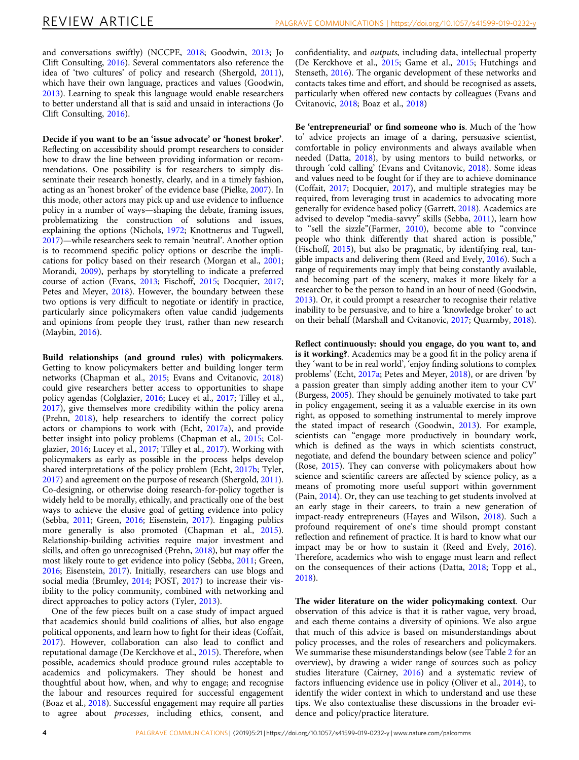and conversations swiftly) (NCCPE, 2018; Goodwin, 2013; Jo Clift Consulting, 2016). Several commentators also reference the idea of 'two cultures' of policy and research (Shergold, 2011), which have their own language, practices and values (Goodwin, 2013). Learning to speak this language would enable researchers to better understand all that is said and unsaid in interactions (Jo Clift Consulting, 2016).

**Decide if you want to be an 'issue advocate' or 'honest broker'**. Reflecting on accessibility should prompt researchers to consider how to draw the line between providing information or recommendations. One possibility is for researchers to simply disseminate their research honestly, clearly, and in a timely fashion, acting as an 'honest broker' of the evidence base (Pielke, 2007). In this mode, other actors may pick up and use evidence to influence policy in a number of ways—shaping the debate, framing issues, problematizing the construction of solutions and issues, explaining the options (Nichols, 1972; Knottnerus and Tugwell, 2017)—while researchers seek to remain 'neutral'. Another option is to recommend specific policy options or describe the implications for policy based on their research (Morgan et al., 2001; Morandi, 2009), perhaps by storytelling to indicate a preferred course of action (Evans, 2013; Fischoff, 2015; Docquier, 2017; Petes and Meyer, 2018). However, the boundary between these two options is very difficult to negotiate or identify in practice, particularly since policymakers often value candid judgements and opinions from people they trust, rather than new research (Maybin, 2016).

**Build relationships (and ground rules) with policymakers**. Getting to know policymakers better and building longer term networks (Chapman et al., 2015; Evans and Cvitanovic, 2018) could give researchers better access to opportunities to shape policy agendas (Colglazier, 2016; Lucey et al., 2017; Tilley et al., 2017), give themselves more credibility within the policy arena (Prehn, 2018), help researchers to identify the correct policy actors or champions to work with (Echt, 2017a), and provide better insight into policy problems (Chapman et al., 2015; Colglazier, 2016; Lucey et al., 2017; Tilley et al., 2017). Working with policymakers as early as possible in the process helps develop shared interpretations of the policy problem (Echt, 2017b; Tyler, 2017) and agreement on the purpose of research (Shergold, 2011). Co-designing, or otherwise doing research-for-policy together is widely held to be morally, ethically, and practically one of the best ways to achieve the elusive goal of getting evidence into policy (Sebba, 2011; Green, 2016; Eisenstein, 2017). Engaging publics more generally is also promoted (Chapman et al., 2015). Relationship-building activities require major investment and skills, and often go unrecognised (Prehn, 2018), but may offer the most likely route to get evidence into policy (Sebba, 2011; Green, 2016; Eisenstein, 2017). Initially, researchers can use blogs and social media (Brumley, 2014; POST, 2017) to increase their visibility to the policy community, combined with networking and direct approaches to policy actors (Tyler, 2013).

One of the few pieces built on a case study of impact argued that academics should build coalitions of allies, but also engage political opponents, and learn how to fight for their ideas (Coffait, 2017). However, collaboration can also lead to conflict and reputational damage (De Kerckhove et al., 2015). Therefore, when possible, academics should produce ground rules acceptable to academics and policymakers. They should be honest and thoughtful about how, when, and why to engage; and recognise the labour and resources required for successful engagement (Boaz et al., 2018). Successful engagement may require all parties to agree about *processes*, including ethics, consent, and confidentiality, and *outputs*, including data, intellectual property (De Kerckhove et al., 2015; Game et al., 2015; Hutchings and Stenseth, 2016). The organic development of these networks and contacts takes time and effort, and should be recognised as assets, particularly when offered new contacts by colleagues (Evans and Cvitanovic, 2018; Boaz et al., 2018)

**Be 'entrepreneurial' or find someone who is**. Much of the 'how to' advice projects an image of a daring, persuasive scientist, comfortable in policy environments and always available when needed (Datta, 2018), by using mentors to build networks, or through 'cold calling' (Evans and Cvitanovic, 2018). Some ideas and values need to be fought for if they are to achieve dominance (Coffait, 2017; Docquier, 2017), and multiple strategies may be required, from leveraging trust in academics to advocating more generally for evidence based policy (Garrett, 2018). Academics are advised to develop "media-savvy" skills (Sebba, 2011), learn how to "sell the sizzle"(Farmer, 2010), become able to "convince people who think differently that shared action is possible," (Fischoff, 2015), but also be pragmatic, by identifying real, tangible impacts and delivering them (Reed and Evely, 2016). Such a range of requirements may imply that being constantly available, and becoming part of the scenery, makes it more likely for a researcher to be the person to hand in an hour of need (Goodwin, 2013). Or, it could prompt a researcher to recognise their relative inability to be persuasive, and to hire a 'knowledge broker' to act on their behalf (Marshall and Cvitanovic, 2017; Quarmby, 2018).

**Reflect continuously: should you engage, do you want to, and is it working?**. Academics may be a good fit in the policy arena if they 'want to be in real world', 'enjoy finding solutions to complex problems' (Echt, 2017a; Petes and Meyer, 2018), or are driven 'by a passion greater than simply adding another item to your CV' (Burgess, 2005). They should be genuinely motivated to take part in policy engagement, seeing it as a valuable exercise in its own right, as opposed to something instrumental to merely improve the stated impact of research (Goodwin, 2013). For example, scientists can "engage more productively in boundary work, which is defined as the ways in which scientists construct, negotiate, and defend the boundary between science and policy" (Rose, 2015). They can converse with policymakers about how science and scientific careers are affected by science policy, as a means of promoting more useful support within government (Pain, 2014). Or, they can use teaching to get students involved at an early stage in their careers, to train a new generation of impact-ready entrepreneurs (Hayes and Wilson, 2018). Such a profound requirement of one's time should prompt constant reflection and refinement of practice. It is hard to know what our impact may be or how to sustain it (Reed and Evely, 2016). Therefore, academics who wish to engage must learn and reflect on the consequences of their actions (Datta, 2018; Topp et al., 2018).

**The wider literature on the wider policymaking context**. Our observation of this advice is that it is rather vague, very broad, and each theme contains a diversity of opinions. We also argue that much of this advice is based on misunderstandings about policy processes, and the roles of researchers and policymakers. We summarise these misunderstandings below (see Table 2 for an overview), by drawing a wider range of sources such as policy studies literature (Cairney, 2016) and a systematic review of factors influencing evidence use in policy (Oliver et al., 2014), to identify the wider context in which to understand and use these tips. We also contextualise these discussions in the broader evidence and policy/practice literature.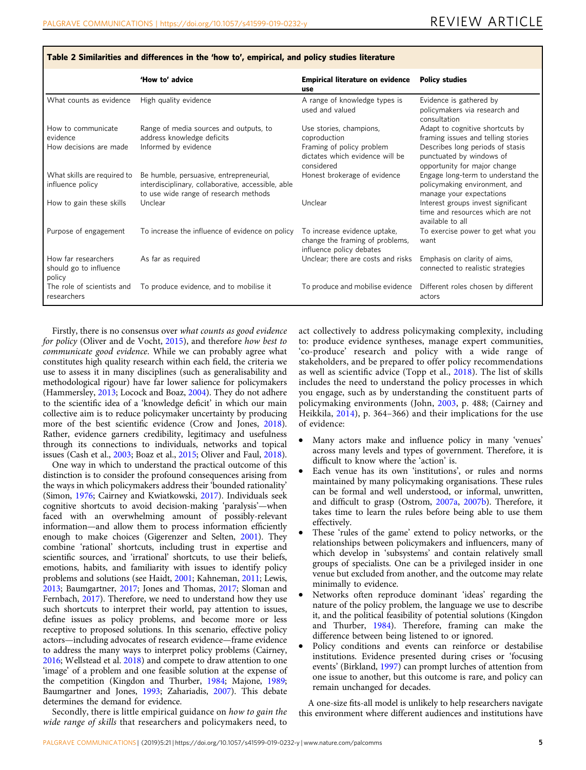**Table 2 Similarities and differences in the 'how to', empirical, and policy studies literature**

| | 'How to' advice | Empirical literature on evidence use | Policy studies |
|---|---|---|---|
| What counts as evidence | High quality evidence | A range of knowledge types is used and valued | Evidence is gathered by policymakers via research and consultation |
| How to communicate evidence | Range of media sources and outputs, to address knowledge deficits | Use stories, champions, coproduction | Adapt to cognitive shortcuts by framing issues and telling stories |
| How decisions are made | Informed by evidence | Framing of policy problem dictates which evidence will be considered | Describes long periods of stasis punctuated by windows of opportunity for major change |
| What skills are required to influence policy | Be humble, persuasive, entrepreneurial, interdisciplinary, collaborative, accessible, able to use wide range of research methods | Honest brokerage of evidence | Engage long-term to understand the policymaking environment, and manage your expectations |
| How to gain these skills | Unclear | Unclear | Interest groups invest significant time and resources which are not available to all |
| Purpose of engagement | To increase the influence of evidence on policy | To increase evidence uptake, change the framing of problems, influence policy debates | To exercise power to get what you want |
| How far researchers should go to influence policy | As far as required | Unclear; there are costs and risks | Emphasis on clarity of aims, connected to realistic strategies |
| The role of scientists and researchers | To produce evidence, and to mobilise it | To produce and mobilise evidence | Different roles chosen by different actors |

Firstly, there is no consensus over *what counts as good evidence for policy* (Oliver and de Vocht, 2015), and therefore *how best to communicate good evidence*. While we can probably agree what constitutes high quality research within each field, the criteria we use to assess it in many disciplines (such as generalisability and methodological rigour) have far lower salience for policymakers (Hammersley, 2013; Locock and Boaz, 2004). They do not adhere to the scientific idea of a 'knowledge deficit' in which our main collective aim is to reduce policymaker uncertainty by producing more of the best scientific evidence (Crow and Jones, 2018). Rather, evidence garners credibility, legitimacy and usefulness through its connections to individuals, networks and topical issues (Cash et al., 2003; Boaz et al., 2015; Oliver and Faul, 2018).

One way in which to understand the practical outcome of this distinction is to consider the profound consequences arising from the ways in which policymakers address their 'bounded rationality' (Simon, 1976; Cairney and Kwiatkowski, 2017). Individuals seek cognitive shortcuts to avoid decision-making 'paralysis'—when faced with an overwhelming amount of possibly-relevant information—and allow them to process information efficiently enough to make choices (Gigerenzer and Selten, 2001). They combine 'rational' shortcuts, including trust in expertise and scientific sources, and 'irrational' shortcuts, to use their beliefs, emotions, habits, and familiarity with issues to identify policy problems and solutions (see Haidt, 2001; Kahneman, 2011; Lewis, 2013; Baumgartner, 2017; Jones and Thomas, 2017; Sloman and Fernbach, 2017). Therefore, we need to understand how they use such shortcuts to interpret their world, pay attention to issues, define issues as policy problems, and become more or less receptive to proposed solutions. In this scenario, effective policy actors—including advocates of research evidence—frame evidence to address the many ways to interpret policy problems (Cairney, 2016; Wellstead et al. 2018) and compete to draw attention to one 'image' of a problem and one feasible solution at the expense of the competition (Kingdon and Thurber, 1984; Majone, 1989; Baumgartner and Jones, 1993; Zahariadis, 2007). This debate determines the demand for evidence.

Secondly, there is little empirical guidance on *how to gain the wide range of skills* that researchers and policymakers need, to act collectively to address policymaking complexity, including to: produce evidence syntheses, manage expert communities, 'co-produce' research and policy with a wide range of stakeholders, and be prepared to offer policy recommendations as well as scientific advice (Topp et al., 2018). The list of skills includes the need to understand the policy processes in which you engage, such as by understanding the constituent parts of policymaking environments (John, 2003, p. 488; (Cairney and Heikkila, 2014), p. 364–366) and their implications for the use of evidence:

- Many actors make and influence policy in many 'venues' across many levels and types of government. Therefore, it is difficult to know where the 'action' is.
- Each venue has its own 'institutions', or rules and norms maintained by many policymaking organisations. These rules can be formal and well understood, or informal, unwritten, and difficult to grasp (Ostrom, 2007a, 2007b). Therefore, it takes time to learn the rules before being able to use them effectively.
- These 'rules of the game' extend to policy networks, or the relationships between policymakers and influencers, many of which develop in 'subsystems' and contain relatively small groups of specialists. One can be a privileged insider in one venue but excluded from another, and the outcome may relate minimally to evidence.
- Networks often reproduce dominant 'ideas' regarding the nature of the policy problem, the language we use to describe it, and the political feasibility of potential solutions (Kingdon and Thurber, 1984). Therefore, framing can make the difference between being listened to or ignored.
- Policy conditions and events can reinforce or destabilise institutions. Evidence presented during crises or 'focusing events' (Birkland, 1997) can prompt lurches of attention from one issue to another, but this outcome is rare, and policy can remain unchanged for decades.

A one-size fits-all model is unlikely to help researchers navigate this environment where different audiences and institutions have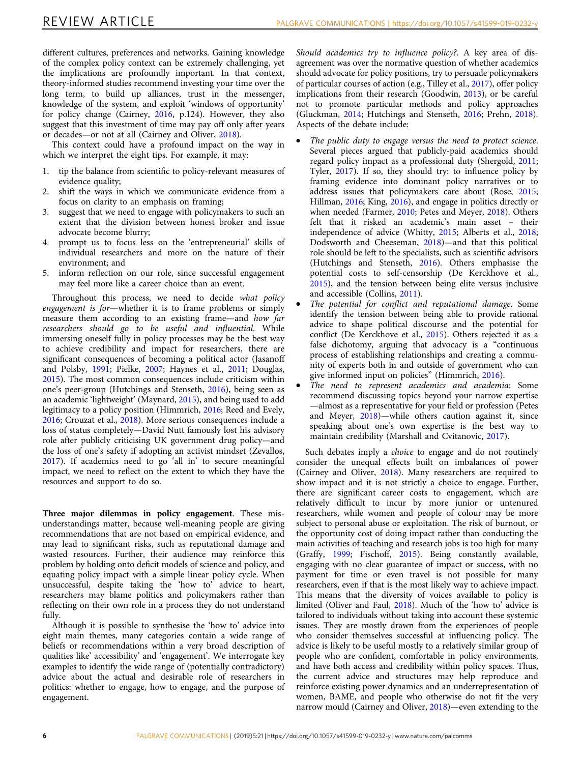different cultures, preferences and networks. Gaining knowledge of the complex policy context can be extremely challenging, yet the implications are profoundly important. In that context, theory-informed studies recommend investing your time over the long term, to build up alliances, trust in the messenger, knowledge of the system, and exploit 'windows of opportunity' for policy change (Cairney, 2016, p.124). However, they also suggest that this investment of time may pay off only after years or decades—or not at all (Cairney and Oliver, 2018).

This context could have a profound impact on the way in which we interpret the eight tips. For example, it may:

1. tip the balance from scientific to policy-relevant measures of evidence quality;
2. shift the ways in which we communicate evidence from a focus on clarity to an emphasis on framing;
3. suggest that we need to engage with policymakers to such an extent that the division between honest broker and issue advocate become blurry;
4. prompt us to focus less on the 'entrepreneurial' skills of individual researchers and more on the nature of their environment; and
5. inform reflection on our role, since successful engagement may feel more like a career choice than an event.

Throughout this process, we need to decide *what policy engagement is for*—whether it is to frame problems or simply measure them according to an existing frame—and *how far researchers should go to be useful and influential*. While immersing oneself fully in policy processes may be the best way to achieve credibility and impact for researchers, there are significant consequences of becoming a political actor (Jasanoff and Polsby, 1991; Pielke, 2007; Haynes et al., 2011; Douglas, 2015). The most common consequences include criticism within one's peer-group (Hutchings and Stenseth, 2016), being seen as an academic 'lightweight' (Maynard, 2015), and being used to add legitimacy to a policy position (Himmrich, 2016; Reed and Evely, 2016; Crouzat et al., 2018). More serious consequences include a loss of status completely—David Nutt famously lost his advisory role after publicly criticising UK government drug policy—and the loss of one's safety if adopting an activist mindset (Zevallos, 2017). If academics need to go 'all in' to secure meaningful impact, we need to reflect on the extent to which they have the resources and support to do so.

**Three major dilemmas in policy engagement**. These misunderstandings matter, because well-meaning people are giving recommendations that are not based on empirical evidence, and may lead to significant risks, such as reputational damage and wasted resources. Further, their audience may reinforce this problem by holding onto deficit models of science and policy, and equating policy impact with a simple linear policy cycle. When unsuccessful, despite taking the 'how to' advice to heart, researchers may blame politics and policymakers rather than reflecting on their own role in a process they do not understand fully.

Although it is possible to synthesise the 'how to' advice into eight main themes, many categories contain a wide range of beliefs or recommendations within a very broad description of qualities like' accessibility' and 'engagement'. We interrogate key examples to identify the wide range of (potentially contradictory) advice about the actual and desirable role of researchers in politics: whether to engage, how to engage, and the purpose of engagement.

*Should academics try to influence policy?*. A key area of disagreement was over the normative question of whether academics should advocate for policy positions, try to persuade policymakers of particular courses of action (e.g., Tilley et al., 2017), offer policy implications from their research (Goodwin, 2013), or be careful not to promote particular methods and policy approaches (Gluckman, 2014; Hutchings and Stenseth, 2016; Prehn, 2018). Aspects of the debate include:

- *The public duty to engage versus the need to protect science*. Several pieces argued that publicly-paid academics should regard policy impact as a professional duty (Shergold, 2011; Tyler, 2017). If so, they should try: to influence policy by framing evidence into dominant policy narratives or to address issues that policymakers care about (Rose, 2015; Hillman, 2016; King, 2016), and engage in politics directly or when needed (Farmer, 2010; Petes and Meyer, 2018). Others felt that it risked an academic's main asset – their independence of advice (Whitty, 2015; Alberts et al., 2018; Dodsworth and Cheeseman, 2018)—and that this political role should be left to the specialists, such as scientific advisors (Hutchings and Stenseth, 2016). Others emphasise the potential costs to self-censorship (De Kerckhove et al., 2015), and the tension between being elite versus inclusive and accessible (Collins, 2011).
- *The potential for conflict and reputational damage*. Some identify the tension between being able to provide rational advice to shape political discourse and the potential for conflict (De Kerckhove et al., 2015). Others rejected it as a false dichotomy, arguing that advocacy is a "continuous process of establishing relationships and creating a community of experts both in and outside of government who can give informed input on policies" (Himmrich, 2016).
- *The need to represent academics and academia*: Some recommend discussing topics beyond your narrow expertise—almost as a representative for your field or profession (Petes and Meyer, 2018)—while others caution against it, since speaking about one's own expertise is the best way to maintain credibility (Marshall and Cvitanovic, 2017).

Such debates imply a *choice* to engage and do not routinely consider the unequal effects built on imbalances of power (Cairney and Oliver, 2018). Many researchers are required to show impact and it is not strictly a choice to engage. Further, there are significant career costs to engagement, which are relatively difficult to incur by more junior or untenured researchers, while women and people of colour may be more subject to personal abuse or exploitation. The risk of burnout, or the opportunity cost of doing impact rather than conducting the main activities of teaching and research jobs is too high for many (Graffy, 1999; Fischoff, 2015). Being constantly available, engaging with no clear guarantee of impact or success, with no payment for time or even travel is not possible for many researchers, even if that is the most likely way to achieve impact. This means that the diversity of voices available to policy is limited (Oliver and Faul, 2018). Much of the 'how to' advice is tailored to individuals without taking into account these systemic issues. They are mostly drawn from the experiences of people who consider themselves successful at influencing policy. The advice is likely to be useful mostly to a relatively similar group of people who are confident, comfortable in policy environments, and have both access and credibility within policy spaces. Thus, the current advice and structures may help reproduce and reinforce existing power dynamics and an underrepresentation of women, BAME, and people who otherwise do not fit the very narrow mould (Cairney and Oliver, 2018)—even extending to the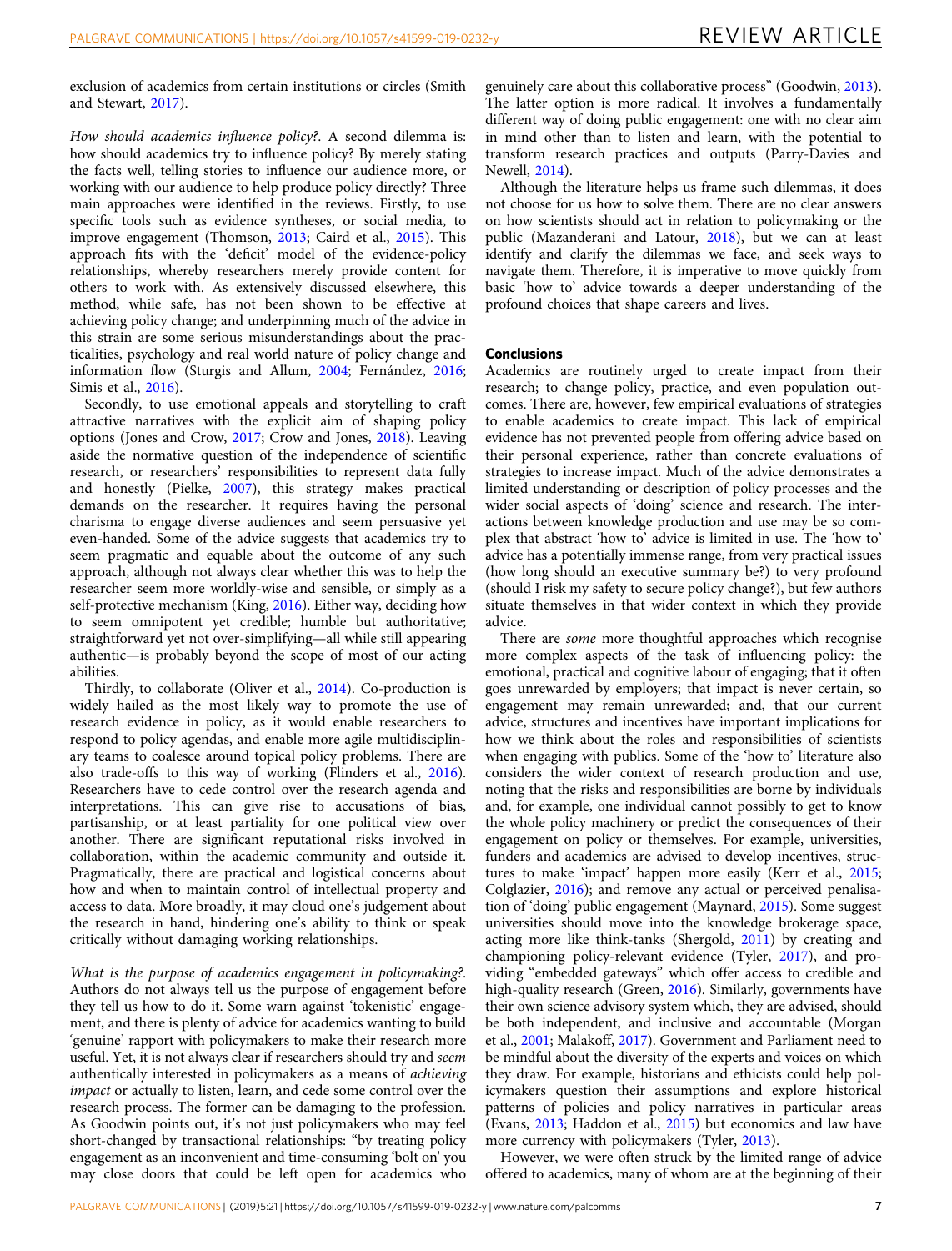exclusion of academics from certain institutions or circles (Smith and Stewart, 2017).

*How should academics influence policy?.* A second dilemma is: how should academics try to influence policy? By merely stating the facts well, telling stories to influence our audience more, or working with our audience to help produce policy directly? Three main approaches were identified in the reviews. Firstly, to use specific tools such as evidence syntheses, or social media, to improve engagement (Thomson, 2013; Caird et al., 2015). This approach fits with the 'deficit' model of the evidence-policy relationships, whereby researchers merely provide content for others to work with. As extensively discussed elsewhere, this method, while safe, has not been shown to be effective at achieving policy change; and underpinning much of the advice in this strain are some serious misunderstandings about the practicalities, psychology and real world nature of policy change and information flow (Sturgis and Allum, 2004; Fernández, 2016; Simis et al., 2016).

Secondly, to use emotional appeals and storytelling to craft attractive narratives with the explicit aim of shaping policy options (Jones and Crow, 2017; Crow and Jones, 2018). Leaving aside the normative question of the independence of scientific research, or researchers' responsibilities to represent data fully and honestly (Pielke, 2007), this strategy makes practical demands on the researcher. It requires having the personal charisma to engage diverse audiences and seem persuasive yet even-handed. Some of the advice suggests that academics try to seem pragmatic and equable about the outcome of any such approach, although not always clear whether this was to help the researcher seem more worldly-wise and sensible, or simply as a self-protective mechanism (King, 2016). Either way, deciding how to seem omnipotent yet credible; humble but authoritative; straightforward yet not over-simplifying—all while still appearing authentic—is probably beyond the scope of most of our acting abilities.

Thirdly, to collaborate (Oliver et al., 2014). Co-production is widely hailed as the most likely way to promote the use of research evidence in policy, as it would enable researchers to respond to policy agendas, and enable more agile multidisciplinary teams to coalesce around topical policy problems. There are also trade-offs to this way of working (Flinders et al., 2016). Researchers have to cede control over the research agenda and interpretations. This can give rise to accusations of bias, partisanship, or at least partiality for one political view over another. There are significant reputational risks involved in collaboration, within the academic community and outside it. Pragmatically, there are practical and logistical concerns about how and when to maintain control of intellectual property and access to data. More broadly, it may cloud one's judgement about the research in hand, hindering one's ability to think or speak critically without damaging working relationships.

*What is the purpose of academics engagement in policymaking?.* Authors do not always tell us the purpose of engagement before they tell us how to do it. Some warn against 'tokenistic' engagement, and there is plenty of advice for academics wanting to build 'genuine' rapport with policymakers to make their research more useful. Yet, it is not always clear if researchers should try and *seem* authentically interested in policymakers as a means of *achieving impact* or actually to listen, learn, and cede some control over the research process. The former can be damaging to the profession. As Goodwin points out, it's not just policymakers who may feel short-changed by transactional relationships: "by treating policy engagement as an inconvenient and time-consuming 'bolt on' you may close doors that could be left open for academics who genuinely care about this collaborative process" (Goodwin, 2013). The latter option is more radical. It involves a fundamentally different way of doing public engagement: one with no clear aim in mind other than to listen and learn, with the potential to transform research practices and outputs (Parry-Davies and Newell, 2014).

Although the literature helps us frame such dilemmas, it does not choose for us how to solve them. There are no clear answers on how scientists should act in relation to policymaking or the public (Mazanderani and Latour, 2018), but we can at least identify and clarify the dilemmas we face, and seek ways to navigate them. Therefore, it is imperative to move quickly from basic 'how to' advice towards a deeper understanding of the profound choices that shape careers and lives.

## Conclusions

Academics are routinely urged to create impact from their research; to change policy, practice, and even population outcomes. There are, however, few empirical evaluations of strategies to enable academics to create impact. This lack of empirical evidence has not prevented people from offering advice based on their personal experience, rather than concrete evaluations of strategies to increase impact. Much of the advice demonstrates a limited understanding or description of policy processes and the wider social aspects of 'doing' science and research. The interactions between knowledge production and use may be so complex that abstract 'how to' advice is limited in use. The 'how to' advice has a potentially immense range, from very practical issues (how long should an executive summary be?) to very profound (should I risk my safety to secure policy change?), but few authors situate themselves in that wider context in which they provide advice.

There are *some* more thoughtful approaches which recognise more complex aspects of the task of influencing policy: the emotional, practical and cognitive labour of engaging; that it often goes unrewarded by employers; that impact is never certain, so engagement may remain unrewarded; and, that our current advice, structures and incentives have important implications for how we think about the roles and responsibilities of scientists when engaging with publics. Some of the 'how to' literature also considers the wider context of research production and use, noting that the risks and responsibilities are borne by individuals and, for example, one individual cannot possibly to get to know the whole policy machinery or predict the consequences of their engagement on policy or themselves. For example, universities, funders and academics are advised to develop incentives, structures to make 'impact' happen more easily (Kerr et al., 2015; Colglazier, 2016); and remove any actual or perceived penalisation of 'doing' public engagement (Maynard, 2015). Some suggest universities should move into the knowledge brokerage space, acting more like think-tanks (Shergold, 2011) by creating and championing policy-relevant evidence (Tyler, 2017), and providing "embedded gateways" which offer access to credible and high-quality research (Green, 2016). Similarly, governments have their own science advisory system which, they are advised, should be both independent, and inclusive and accountable (Morgan et al., 2001; Malakoff, 2017). Government and Parliament need to be mindful about the diversity of the experts and voices on which they draw. For example, historians and ethicists could help policymakers question their assumptions and explore historical patterns of policies and policy narratives in particular areas (Evans, 2013; Haddon et al., 2015) but economics and law have more currency with policymakers (Tyler, 2013).

However, we were often struck by the limited range of advice offered to academics, many of whom are at the beginning of their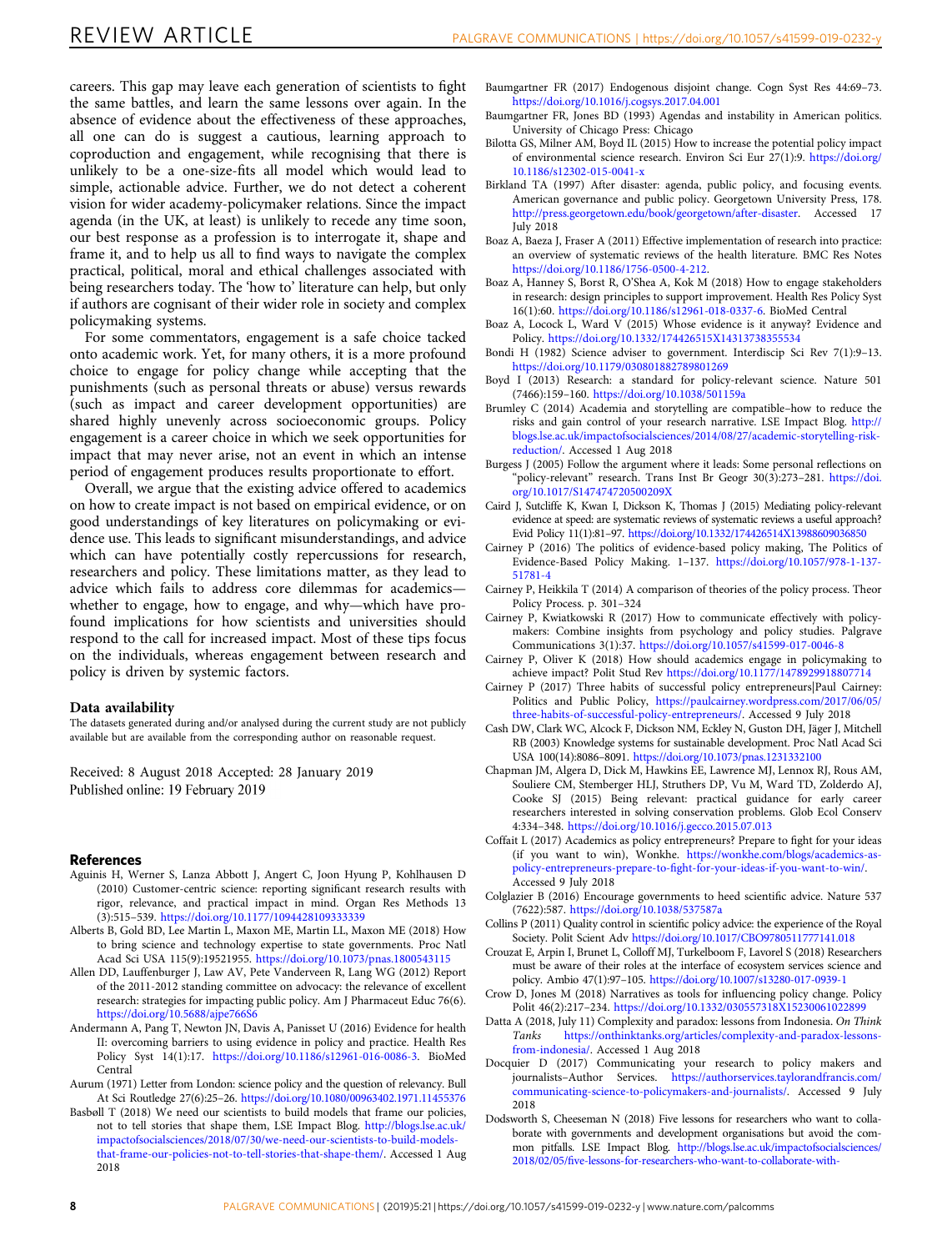careers. This gap may leave each generation of scientists to fight the same battles, and learn the same lessons over again. In the absence of evidence about the effectiveness of these approaches, all one can do is suggest a cautious, learning approach to coproduction and engagement, while recognising that there is unlikely to be a one-size-fits all model which would lead to simple, actionable advice. Further, we do not detect a coherent vision for wider academy-policymaker relations. Since the impact agenda (in the UK, at least) is unlikely to recede any time soon, our best response as a profession is to interrogate it, shape and frame it, and to help us all to find ways to navigate the complex practical, political, moral and ethical challenges associated with being researchers today. The 'how to' literature can help, but only if authors are cognisant of their wider role in society and complex policymaking systems.

For some commentators, engagement is a safe choice tacked onto academic work. Yet, for many others, it is a more profound choice to engage for policy change while accepting that the punishments (such as personal threats or abuse) versus rewards (such as impact and career development opportunities) are shared highly unevenly across socioeconomic groups. Policy engagement is a career choice in which we seek opportunities for impact that may never arise, not an event in which an intense period of engagement produces results proportionate to effort.

Overall, we argue that the existing advice offered to academics on how to create impact is not based on empirical evidence, or on good understandings of key literatures on policymaking or evidence use. This leads to significant misunderstandings, and advice which can have potentially costly repercussions for research, researchers and policy. These limitations matter, as they lead to advice which fails to address core dilemmas for academics—whether to engage, how to engage, and why—which have profound implications for how scientists and universities should respond to the call for increased impact. Most of these tips focus on the individuals, whereas engagement between research and policy is driven by systemic factors.

### Data availability

The datasets generated during and/or analysed during the current study are not publicly available but are available from the corresponding author on reasonable request.

Received: 8 August 2018 Accepted: 28 January 2019
Published online: 19 February 2019

## References

Aguinis H, Werner S, Lanza Abbott J, Angert C, Joon Hyung P, Kohlhausen D (2010) Customer-centric science: reporting significant research results with rigor, relevance, and practical impact in mind. Organ Res Methods 13 (3):515–539. https://doi.org/10.1177/1094428109333339

Alberts B, Gold BD, Lee Martin L, Maxon ME, Martin LL, Maxon ME (2018) How to bring science and technology expertise to state governments. Proc Natl Acad Sci USA 115(9):19521955. https://doi.org/10.1073/pnas.1800543115

Allen DD, Lauffenburger J, Law AV, Pete Vanderveen R, Lang WG (2012) Report of the 2011-2012 standing committee on advocacy: the relevance of excellent research: strategies for impacting public policy. Am J Pharmaceut Educ 76(6). https://doi.org/10.5688/ajpe766S6

Andermann A, Pang T, Newton JN, Davis A, Panisset U (2016) Evidence for health II: overcoming barriers to using evidence in policy and practice. Health Res Policy Syst 14(1):17. https://doi.org/10.1186/s12961-016-0086-3. BioMed Central

Aurum (1971) Letter from London: science policy and the question of relevancy. Bull At Sci Routledge 27(6):25–26. https://doi.org/10.1080/00963402.1971.11455376

Basbøll T (2018) We need our scientists to build models that frame our policies, not to tell stories that shape them, LSE Impact Blog. http://blogs.lse.ac.uk/impactofsocialsciences/2018/07/30/we-need-our-scientists-to-build-models-that-frame-our-policies-not-to-tell-stories-that-shape-them/. Accessed 1 Aug 2018

Baumgartner FR (2017) Endogenous disjoint change. Cogn Syst Res 44:69–73. https://doi.org/10.1016/j.cogsys.2017.04.001

Baumgartner FR, Jones BD (1993) Agendas and instability in American politics. University of Chicago Press: Chicago

Bilotta GS, Milner AM, Boyd IL (2015) How to increase the potential policy impact of environmental science research. Environ Sci Eur 27(1):9. https://doi.org/10.1186/s12302-015-0041-x

Birkland TA (1997) After disaster: agenda, public policy, and focusing events. American governance and public policy. Georgetown University Press, 178. http://press.georgetown.edu/book/georgetown/after-disaster. Accessed 17 July 2018

Boaz A, Baeza J, Fraser A (2011) Effective implementation of research into practice: an overview of systematic reviews of the health literature. BMC Res Notes https://doi.org/10.1186/1756-0500-4-212.

Boaz A, Hanney S, Borst R, O'Shea A, Kok M (2018) How to engage stakeholders in research: design principles to support improvement. Health Res Policy Syst 16(1):60. https://doi.org/10.1186/s12961-018-0337-6. BioMed Central

Boaz A, Locock L, Ward V (2015) Whose evidence is it anyway? Evidence and Policy. https://doi.org/10.1332/174426515X14313738355534

Bondi H (1982) Science adviser to government. Interdiscip Sci Rev 7(1):9–13. https://doi.org/10.1179/030801882789801269

Boyd I (2013) Research: a standard for policy-relevant science. Nature 501 (7466):159–160. https://doi.org/10.1038/501159a

Brumley C (2014) Academia and storytelling are compatible–how to reduce the risks and gain control of your research narrative. LSE Impact Blog. http://blogs.lse.ac.uk/impactofsocialsciences/2014/08/27/academic-storytelling-risk-reduction/. Accessed 1 Aug 2018

Burgess J (2005) Follow the argument where it leads: Some personal reflections on "policy-relevant" research. Trans Inst Br Geogr 30(3):273–281. https://doi.org/10.1017/S147474720500209X

Caird J, Sutcliffe K, Kwan I, Dickson K, Thomas J (2015) Mediating policy-relevant evidence at speed: are systematic reviews of systematic reviews a useful approach? Evid Policy 11(1):81–97. https://doi.org/10.1332/174426514X13988609036850

Cairney P (2016) The politics of evidence-based policy making, The Politics of Evidence-Based Policy Making. 1–137. https://doi.org/10.1057/978-1-137-51781-4

Cairney P, Heikkila T (2014) A comparison of theories of the policy process. Theor Policy Process. p. 301–324

Cairney P, Kwiatkowski R (2017) How to communicate effectively with policymakers: Combine insights from psychology and policy studies. Palgrave Communications 3(1):37. https://doi.org/10.1057/s41599-017-0046-8

Cairney P, Oliver K (2018) How should academics engage in policymaking to achieve impact? Polit Stud Rev https://doi.org/10.1177/1478929918807714

Cairney P (2017) Three habits of successful policy entrepreneurs|Paul Cairney: Politics and Public Policy, https://paulcairney.wordpress.com/2017/06/05/three-habits-of-successful-policy-entrepreneurs/. Accessed 9 July 2018

Cash DW, Clark WC, Alcock F, Dickson NM, Eckley N, Guston DH, Jäger J, Mitchell RB (2003) Knowledge systems for sustainable development. Proc Natl Acad Sci USA 100(14):8086–8091. https://doi.org/10.1073/pnas.1231332100

Chapman JM, Algera D, Dick M, Hawkins EE, Lawrence MJ, Lennox RJ, Rous AM, Souliere CM, Stemberger HLJ, Struthers DP, Vu M, Ward TD, Zolderdo AJ, Cooke SJ (2015) Being relevant: practical guidance for early career researchers interested in solving conservation problems. Glob Ecol Conserv 4:334–348. https://doi.org/10.1016/j.gecco.2015.07.013

Coffait L (2017) Academics as policy entrepreneurs? Prepare to fight for your ideas (if you want to win), Wonkhe. https://wonkhe.com/blogs/academics-as-policy-entrepreneurs-prepare-to-fight-for-your-ideas-if-you-want-to-win/. Accessed 9 July 2018

Colglazier B (2016) Encourage governments to heed scientific advice. Nature 537 (7622):587. https://doi.org/10.1038/537587a

Collins P (2011) Quality control in scientific policy advice: the experience of the Royal Society. Polit Scient Adv https://doi.org/10.1017/CBO9780511777141.018

Crouzat E, Arpin I, Brunet L, Colloff MJ, Turkelboom F, Lavorel S (2018) Researchers must be aware of their roles at the interface of ecosystem services science and policy. Ambio 47(1):97–105. https://doi.org/10.1007/s13280-017-0939-1

Crow D, Jones M (2018) Narratives as tools for influencing policy change. Policy Polit 46(2):217–234. https://doi.org/10.1332/030557318X15230061022899

Datta A (2018, July 11) Complexity and paradox: lessons from Indonesia. *On Think Tanks* https://onthinktanks.org/articles/complexity-and-paradox-lessons-from-indonesia/. Accessed 1 Aug 2018

Docquier D (2017) Communicating your research to policy makers and journalists–Author Services. https://authorservices.taylorandfrancis.com/communicating-science-to-policymakers-and-journalists/. Accessed 9 July 2018

Dodsworth S, Cheeseman N (2018) Five lessons for researchers who want to collaborate with governments and development organisations but avoid the common pitfalls. LSE Impact Blog. http://blogs.lse.ac.uk/impactofsocialsciences/2018/02/05/five-lessons-for-researchers-who-want-to-collaborate-with-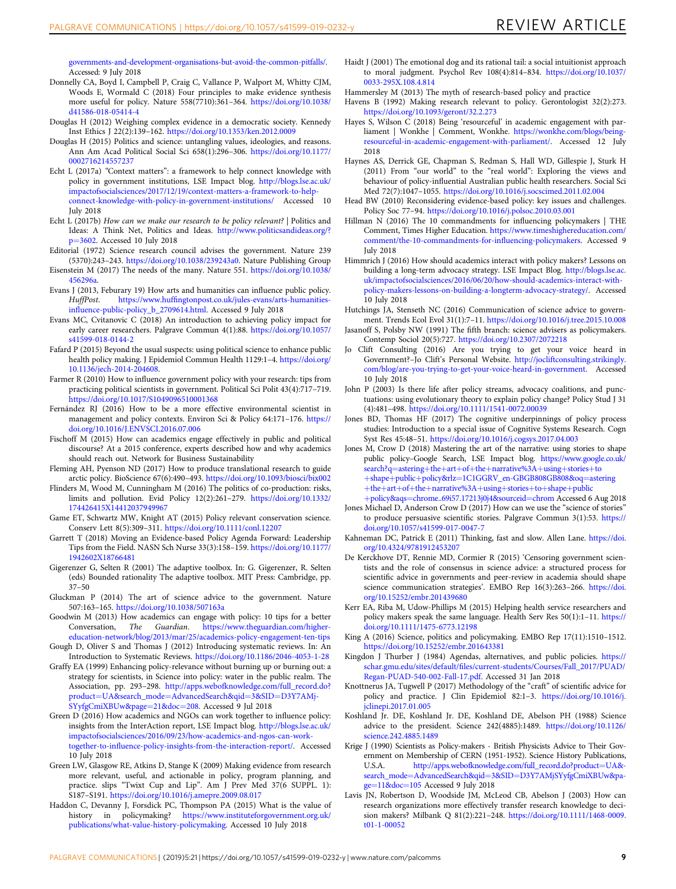governments-and-development-organisations-but-avoid-the-common-pitfalls/. Accessed: 9 July 2018

Donnelly CA, Boyd I, Campbell P, Craig C, Vallance P, Walport M, Whitty CJM, Woods E, Wormald C (2018) Four principles to make evidence synthesis more useful for policy. Nature 558(7710):361–364. https://doi.org/10.1038/d41586-018-05414-4

Douglas H (2012) Weighing complex evidence in a democratic society. Kennedy Inst Ethics J 22(2):139–162. https://doi.org/10.1353/ken.2012.0009

Douglas H (2015) Politics and science: untangling values, ideologies, and reasons. Ann Am Acad Political Social Sci 658(1):296–306. https://doi.org/10.1177/0002716214557237

Echt L (2017a) "Context matters": a framework to help connect knowledge with policy in government institutions, LSE Impact blog. http://blogs.lse.ac.uk/impactofsocialsciences/2017/12/19/context-matters-a-framework-to-help-connect-knowledge-with-policy-in-government-institutions/ Accessed 10 July 2018

Echt L (2017b) *How can we make our research to be policy relevant?* | Politics and Ideas: A Think Net, Politics and Ideas. http://www.politicsandideas.org/?p=3602. Accessed 10 July 2018

Editorial (1972) Science research council advises the government. Nature 239 (5370):243–243. https://doi.org/10.1038/239243a0. Nature Publishing Group

Eisenstein M (2017) The needs of the many. Nature 551. https://doi.org/10.1038/456296a.

Evans J (2013, Feburary 19) How arts and humanities can influence public policy. *HuffPost*. https://www.huffingtonpost.co.uk/jules-evans/arts-humanities-influence-public-policy_b_2709614.html. Accessed 9 July 2018

Evans MC, Cvitanovic C (2018) An introduction to achieving policy impact for early career researchers. Palgrave Commun 4(1):88. https://doi.org/10.1057/s41599-018-0144-2

Fafard P (2015) Beyond the usual suspects: using political science to enhance public health policy making. J Epidemiol Commun Health 1129:1–4. https://doi.org/10.1136/jech-2014-204608.

Farmer R (2010) How to influence government policy with your research: tips from practicing political scientists in government. Political Sci Polit 43(4):717–719. https://doi.org/10.1017/S1049096510001368

Fernández RJ (2016) How to be a more effective environmental scientist in management and policy contexts. Environ Sci & Policy 64:171–176. https://doi.org/10.1016/J.ENVSCI.2016.07.006

Fischoff M (2015) How can academics engage effectively in public and political discourse? At a 2015 conference, experts described how and why academics should reach out. Network for Business Sustainability

Fleming AH, Pyenson ND (2017) How to produce translational research to guide arctic policy. BioScience 67(6):490–493. https://doi.org/10.1093/biosci/bix002

Flinders M, Wood M, Cunningham M (2016) The politics of co-production: risks, limits and pollution. Evid Policy 12(2):261–279. https://doi.org/10.1332/174426415X14412037949967

Game ET, Schwartz MW, Knight AT (2015) Policy relevant conservation science. Conserv Lett 8(5):309–311. https://doi.org/10.1111/conl.12207

Garrett T (2018) Moving an Evidence-based Policy Agenda Forward: Leadership Tips from the Field. NASN Sch Nurse 33(3):158–159. https://doi.org/10.1177/1942602X18766481

Gigerenzer G, Selten R (2001) The adaptive toolbox. In: G. Gigerenzer, R. Selten (eds) Bounded rationality The adaptive toolbox. MIT Press: Cambridge, pp. 37–50

Gluckman P (2014) The art of science advice to the government. Nature 507:163–165. https://doi.org/10.1038/507163a

Goodwin M (2013) How academics can engage with policy: 10 tips for a better Conversation, *The Guardian*. https://www.theguardian.com/higher-education-network/blog/2013/mar/25/academics-policy-engagement-ten-tips

Gough D, Oliver S and Thomas J (2012) Introducing systematic reviews. In: An Introduction to Systematic Reviews. https://doi.org/10.1186/2046-4053-1-28

Graffy EA (1999) Enhancing policy-relevance without burning up or burning out: a strategy for scientists, in Science into policy: water in the public realm. The Association, pp. 293–298. http://apps.webofknowledge.com/full_record.do?product=UA&search_mode=AdvancedSearch&qid=3&SID=D3Y7AMj-SYyfgCmiXBUw&page=21&doc=208. Accessed 9 Jul 2018

Green D (2016) How academics and NGOs can work together to influence policy: insights from the InterAction report, LSE Impact blog. http://blogs.lse.ac.uk/impactofsocialsciences/2016/09/23/how-academics-and-ngos-can-work-together-to-influence-policy-insights-from-the-interaction-report/. Accessed 10 July 2018

Green LW, Glasgow RE, Atkins D, Stange K (2009) Making evidence from research more relevant, useful, and actionable in policy, program planning, and practice. slips "Twixt Cup and Lip". Am J Prev Med 37(6 SUPPL. 1): S187–S191. https://doi.org/10.1016/j.amepre.2009.08.017

Haddon C, Devanny J, Forsdick PC, Thompson PA (2015) What is the value of history in policymaking? https://www.instituteforgovernment.org.uk/publications/what-value-history-policymaking. Accessed 10 July 2018

Haidt J (2001) The emotional dog and its rational tail: a social intuitionist approach to moral judgment. Psychol Rev 108(4):814–834. https://doi.org/10.1037/0033-295X.108.4.814

Hammersley M (2013) The myth of research-based policy and practice

Havens B (1992) Making research relevant to policy. Gerontologist 32(2):273. https://doi.org/10.1093/geront/32.2.273

Hayes S, Wilson C (2018) Being 'resourceful' in academic engagement with parliament | Wonkhe | Comment, Wonkhe. https://wonkhe.com/blogs/being-resourceful-in-academic-engagement-with-parliament/. Accessed 12 July 2018

Haynes AS, Derrick GE, Chapman S, Redman S, Hall WD, Gillespie J, Sturk H (2011) From "our world" to the "real world": Exploring the views and behaviour of policy-influential Australian public health researchers. Social Sci Med 72(7):1047–1055. https://doi.org/10.1016/j.socscimed.2011.02.004

Head BW (2010) Reconsidering evidence-based policy: key issues and challenges. Policy Soc 77–94. https://doi.org/10.1016/j.polsoc.2010.03.001

Hillman N (2016) The 10 commandments for influencing policymakers | THE Comment, Times Higher Education. https://www.timeshighereducation.com/comment/the-10-commandments-for-influencing-policymakers. Accessed 9 July 2018

Himmrich J (2016) How should academics interact with policy makers? Lessons on building a long-term advocacy strategy. LSE Impact Blog. http://blogs.lse.ac.uk/impactofsocialsciences/2016/06/20/how-should-academics-interact-with-policy-makers-lessons-on-building-a-longterm-advocacy-strategy/. Accessed 10 July 2018

Hutchings JA, Stenseth NC (2016) Communication of science advice to government. Trends Ecol Evol 31(1):7–11. https://doi.org/10.1016/j.tree.2015.10.008

Jasanoff S, Polsby NW (1991) The fifth branch: science advisers as policymakers. Contemp Sociol 20(5):727. https://doi.org/10.2307/2072218

Jo Clift Consulting (2016) Are you trying to get your voice heard in Government?–Jo Clift's Personal Website. http://jocliftconsulting.strikingly.com/blog/are-you-trying-to-get-your-voice-heard-in-government. Accessed 10 July 2018

John P (2003) Is there life after policy streams, advocacy coalitions, and punctuations: using evolutionary theory to explain policy change? Policy Stud J 31 (4):481–498. https://doi.org/10.1111/1541-0072.00039

Jones BD, Thomas HF (2017) The cognitive underpinnings of policy process studies: Introduction to a special issue of Cognitive Systems Research. Cogn Syst Res 45:48–51. https://doi.org/10.1016/j.cogsys.2017.04.003

Jones M, Crow D (2018) Mastering the art of the narrative: using stories to shape public policy–Google Search, LSE Impact blog. https://www.google.co.uk/search?q=astering+the+art+of+the+narrative%3A+using+stories+to+shape+public+policy&rlz=1C1GGRV_en-GBGB808GB808&oq=astering+the+art+of+the+narrative%3A+using+stories+to+shape+public+policy&aqs=chrome..69i57.17213j0j4&sourceid=chrom Accessed 6 Aug 2018

Jones Michael D, Anderson Crow D (2017) How can we use the "science of stories" to produce persuasive scientific stories. Palgrave Commun 3(1):53. https://doi.org/10.1057/s41599-017-0047-7

Kahneman DC, Patrick E (2011) Thinking, fast and slow. Allen Lane. https://doi.org/10.4324/9781912453207

De Kerckhove DT, Rennie MD, Cormier R (2015) 'Censoring government scientists and the role of consensus in science advice: a structured process for scientific advice in governments and peer-review in academia should shape science communication strategies'. EMBO Rep 16(3):263–266. https://doi.org/10.15252/embr.201439680

Kerr EA, Riba M, Udow-Phillips M (2015) Helping health service researchers and policy makers speak the same language. Health Serv Res 50(1):1–11. https://doi.org/10.1111/1475-6773.12198

King A (2016) Science, politics and policymaking. EMBO Rep 17(11):1510–1512. https://doi.org/10.15252/embr.201643381

Kingdon J Thurber J (1984) Agendas, alternatives, and public policies. https://schar.gmu.edu/sites/default/files/current-students/Courses/Fall_2017/PUAD/Regan-PUAD-540-002-Fall-17.pdf. Accessed 31 Jan 2018

Knottnerus JA, Tugwell P (2017) Methodology of the "craft" of scientific advice for policy and practice. J Clin Epidemiol 82:1–3. https://doi.org/10.1016/j.jclinepi.2017.01.005

Koshland Jr. DE, Koshland Jr. DE, Koshland DE, Abelson PH (1988) Science advice to the president. Science 242(4885):1489. https://doi.org/10.1126/science.242.4885.1489

Krige J (1990) Scientists as Policy-makers - British Physicists Advice to Their Government on Membership of CERN (1951-1952). Science History Publications, U.S.A. http://apps.webofknowledge.com/full_record.do?product=UA&search_mode=AdvancedSearch&qid=3&SID=D3Y7AMjSYyfgCmiXBUw&page=11&doc=105 Accessed 9 July 2018

Lavis JN, Robertson D, Woodside JM, McLeod CB, Abelson J (2003) How can research organizations more effectively transfer research knowledge to decision makers? Milbank Q 81(2):221–248. https://doi.org/10.1111/1468-0009.t01-1-00052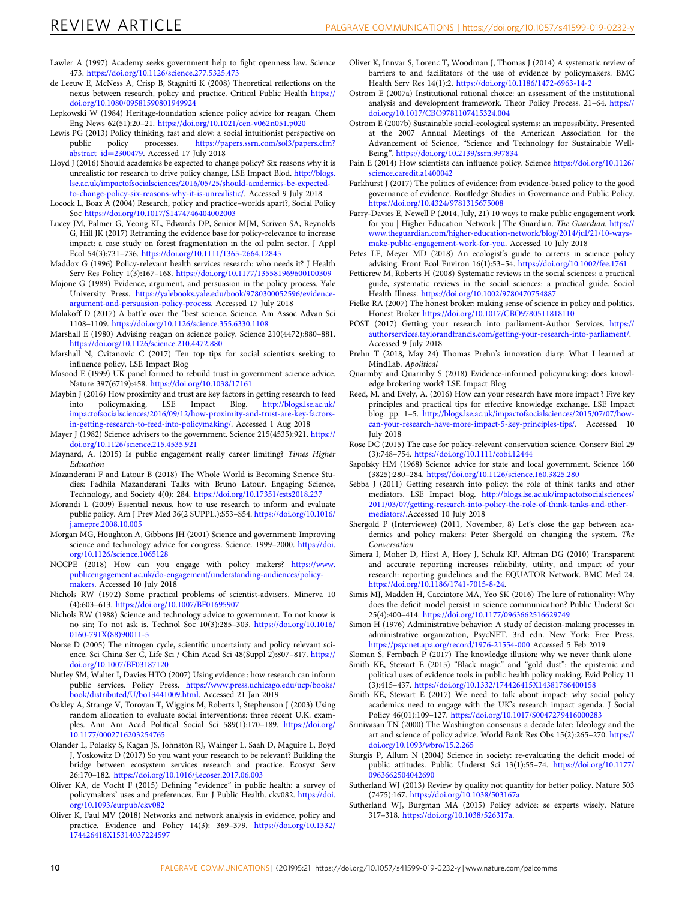Lawler A (1997) Academy seeks government help to fight openness law. Science 473. https://doi.org/10.1126/science.277.5325.473

de Leeuw E, McNess A, Crisp B, Stagnitti K (2008) Theoretical reflections on the nexus between research, policy and practice. Critical Public Health https://doi.org/10.1080/09581590801949924

Lepkowski W (1984) Heritage-foundation science policy advice for reagan. Chem Eng News 62(51):20–21. https://doi.org/10.1021/cen-v062n051.p020

Lewis PG (2013) Policy thinking, fast and slow: a social intuitionist perspective on public policy processes. https://papers.ssrn.com/sol3/papers.cfm?abstract_id=2300479. Accessed 17 July 2018

Lloyd J (2016) Should academics be expected to change policy? Six reasons why it is unrealistic for research to drive policy change, LSE Impact Blod. http://blogs.lse.ac.uk/impactofsocialsciences/2016/05/25/should-academics-be-expected-to-change-policy-six-reasons-why-it-is-unrealistic/. Accessed 9 July 2018

Locock L, Boaz A (2004) Research, policy and practice–worlds apart?, Social Policy Soc https://doi.org/10.1017/S1474746404002003

Lucey JM, Palmer G, Yeong KL, Edwards DP, Senior MJM, Scriven SA, Reynolds G, Hill JK (2017) Reframing the evidence base for policy-relevance to increase impact: a case study on forest fragmentation in the oil palm sector. J Appl Ecol 54(3):731–736. https://doi.org/10.1111/1365-2664.12845

Maddox G (1996) Policy-relevant health services research: who needs it? J Health Serv Res Policy 1(3):167–168. https://doi.org/10.1177/135581969600100309

Majone G (1989) Evidence, argument, and persuasion in the policy process. Yale University Press. https://yalebooks.yale.edu/book/9780300052596/evidence-argument-and-persuasion-policy-process. Accessed 17 July 2018

Malakoff D (2017) A battle over the "best science. Science. Am Assoc Advan Sci 1108–1109. https://doi.org/10.1126/science.355.6330.1108

Marshall E (1980) Advising reagan on science policy. Science 210(4472):880–881. https://doi.org/10.1126/science.210.4472.880

Marshall N, Cvitanovic C (2017) Ten top tips for social scientists seeking to influence policy, LSE Impact Blog

Masood E (1999) UK panel formed to rebuild trust in government science advice. Nature 397(6719):458. https://doi.org/10.1038/17161

Maybin J (2016) How proximity and trust are key factors in getting research to feed into policymaking, LSE Impact Blog. http://blogs.lse.ac.uk/impactofsocialsciences/2016/09/12/how-proximity-and-trust-are-key-factors-in-getting-research-to-feed-into-policymaking/. Accessed 1 Aug 2018

Mayer J (1982) Science advisers to the government. Science 215(4535):921. https://doi.org/10.1126/science.215.4535.921

Maynard, A. (2015) Is public engagement really career limiting? *Times Higher Education*

Mazanderani F and Latour B (2018) The Whole World is Becoming Science Studies: Fadhila Mazanderani Talks with Bruno Latour. Engaging Science, Technology, and Society 4(0): 284. https://doi.org/10.17351/ests2018.237

Morandi L (2009) Essential nexus. how to use research to inform and evaluate public policy. Am J Prev Med 36(2 SUPPL.):S53–S54. https://doi.org/10.1016/j.amepre.2008.10.005

Morgan MG, Houghton A, Gibbons JH (2001) Science and government: Improving science and technology advice for congress. Science. 1999–2000. https://doi.org/10.1126/science.1065128

NCCPE (2018) How can you engage with policy makers? https://www.publicengagement.ac.uk/do-engagement/understanding-audiences/policy-makers. Accessed 10 July 2018

Nichols RW (1972) Some practical problems of scientist-advisers. Minerva 10 (4):603–613. https://doi.org/10.1007/BF01695907

Nichols RW (1988) Science and technology advice to government. To not know is no sin; To not ask is. Technol Soc 10(3):285–303. https://doi.org/10.1016/0160-791X(88)90011-5

Norse D (2005) The nitrogen cycle, scientific uncertainty and policy relevant science. Sci China Ser C, Life Sci / Chin Acad Sci 48(Suppl 2):807–817. https://doi.org/10.1007/BF03187120

Nutley SM, Walter I, Davies HTO (2007) Using evidence : how research can inform public services. Policy Press. https://www.press.uchicago.edu/ucp/books/book/distributed/U/bo13441009.html. Accessed 21 Jan 2019

Oakley A, Strange V, Toroyan T, Wiggins M, Roberts I, Stephenson J (2003) Using random allocation to evaluate social interventions: three recent U.K. examples. Ann Am Acad Political Social Sci 589(1):170–189. https://doi.org/10.1177/0002716203254765

Olander L, Polasky S, Kagan JS, Johnston RJ, Wainger L, Saah D, Maguire L, Boyd J, Yoskowitz D (2017) So you want your research to be relevant? Building the bridge between ecosystem services research and practice. Ecosyst Serv 26:170–182. https://doi.org/10.1016/j.ecoser.2017.06.003

Oliver KA, de Vocht F (2015) Defining "evidence" in public health: a survey of policymakers' uses and preferences. Eur J Public Health. ckv082. https://doi.org/10.1093/eurpub/ckv082

Oliver K, Faul MV (2018) Networks and network analysis in evidence, policy and practice. Evidence and Policy 14(3): 369–379. https://doi.org/10.1332/174426418X15314037224597

Oliver K, Innvar S, Lorenc T, Woodman J, Thomas J (2014) A systematic review of barriers to and facilitators of the use of evidence by policymakers. BMC Health Serv Res 14(1):2. https://doi.org/10.1186/1472-6963-14-2

Ostrom E (2007a) Institutional rational choice: an assessment of the institutional analysis and development framework. Theor Policy Process. 21–64. https://doi.org/10.1017/CBO9781107415324.004

Ostrom E (2007b) Sustainable social-ecological systems: an impossibility. Presented at the 2007 Annual Meetings of the American Association for the Advancement of Science, "Science and Technology for Sustainable Well-Being". https://doi.org/10.2139/ssrn.997834

Pain E (2014) How scientists can influence policy. Science https://doi.org/10.1126/science.caredit.a1400042

Parkhurst J (2017) The politics of evidence: from evidence-based policy to the good governance of evidence. Routledge Studies in Governance and Public Policy. https://doi.org/10.4324/9781315675008

Parry-Davies E, Newell P (2014, July, 21) 10 ways to make public engagement work for you | Higher Education Network | The Guardian. *The Guardian*. https://www.theguardian.com/higher-education-network/blog/2014/jul/21/10-ways-make-public-engagement-work-for-you. Accessed 10 July 2018

Petes LE, Meyer MD (2018) An ecologist's guide to careers in science policy advising. Front Ecol Environ 16(1):53–54. https://doi.org/10.1002/fee.1761

Petticrew M, Roberts H (2008) Systematic reviews in the social sciences: a practical guide, systematic reviews in the social sciences: a practical guide. Sociol Health Illness. https://doi.org/10.1002/9780470754887

Pielke RA (2007) The honest broker: making sense of science in policy and politics. Honest Broker https://doi.org/10.1017/CBO9780511818110

POST (2017) Getting your research into parliament-Author Services. https://authorservices.taylorandfrancis.com/getting-your-research-into-parliament/. Accessed 9 July 2018

Prehn T (2018, May 24) Thomas Prehn's innovation diary: What I learned at MindLab. *Apolitical*

Quarmby and Quarmby S (2018) Evidence-informed policymaking: does knowledge brokering work? LSE Impact Blog

Reed, M. and Evely, A. (2016) How can your research have more impact ? Five key principles and practical tips for effective knowledge exchange. LSE Impact blog. pp. 1–5. http://blogs.lse.ac.uk/impactofsocialsciences/2015/07/07/how-can-your-research-have-more-impact-5-key-principles-tips/. Accessed 10 July 2018

Rose DC (2015) The case for policy-relevant conservation science. Conserv Biol 29 (3):748–754. https://doi.org/10.1111/cobi.12444

Sapolsky HM (1968) Science advice for state and local government. Science 160 (3825):280–284. https://doi.org/10.1126/science.160.3825.280

Sebba J (2011) Getting research into policy: the role of think tanks and other mediators. LSE Impact blog. http://blogs.lse.ac.uk/impactofsocialsciences/2011/03/07/getting-research-into-policy-the-role-of-think-tanks-and-other-mediators/.Accessed 10 July 2018

Shergold P (Interviewee) (2011, November, 8) Let's close the gap between academics and policy makers: Peter Shergold on changing the system. *The Conversation*

Simera I, Moher D, Hirst A, Hoey J, Schulz KF, Altman DG (2010) Transparent and accurate reporting increases reliability, utility, and impact of your research: reporting guidelines and the EQUATOR Network. BMC Med 24. https://doi.org/10.1186/1741-7015-8-24.

Simis MJ, Madden H, Cacciatore MA, Yeo SK (2016) The lure of rationality: Why does the deficit model persist in science communication? Public Underst Sci 25(4):400–414. https://doi.org/10.1177/0963662516629749

Simon H (1976) Administrative behavior: A study of decision-making processes in administrative organization, PsycNET. 3rd edn. New York: Free Press. https://psycnet.apa.org/record/1976-21554-000 Accessed 5 Feb 2019

Sloman S, Fernbach P (2017) The knowledge illusion: why we never think alone

Smith KE, Stewart E (2015) "Black magic" and "gold dust": the epistemic and political uses of evidence tools in public health policy making. Evid Policy 11 (3):415–437. https://doi.org/10.1332/174426415X14381786400158

Smith KE, Stewart E (2017) We need to talk about impact: why social policy academics need to engage with the UK's research impact agenda. J Social Policy 46(01):109–127. https://doi.org/10.1017/S0047279416000283

Srinivasan TN (2000) The Washington consensus a decade later: Ideology and the art and science of policy advice. World Bank Res Obs 15(2):265–270. https://doi.org/10.1093/wbro/15.2.265

Sturgis P, Allum N (2004) Science in society: re-evaluating the deficit model of public attitudes. Public Underst Sci 13(1):55–74. https://doi.org/10.1177/0963662504042690

Sutherland WJ (2013) Review by quality not quantity for better policy. Nature 503 (7475):167. https://doi.org/10.1038/503167a

Sutherland WJ, Burgman MA (2015) Policy advice: se experts wisely, Nature 317–318. https://doi.org/10.1038/526317a.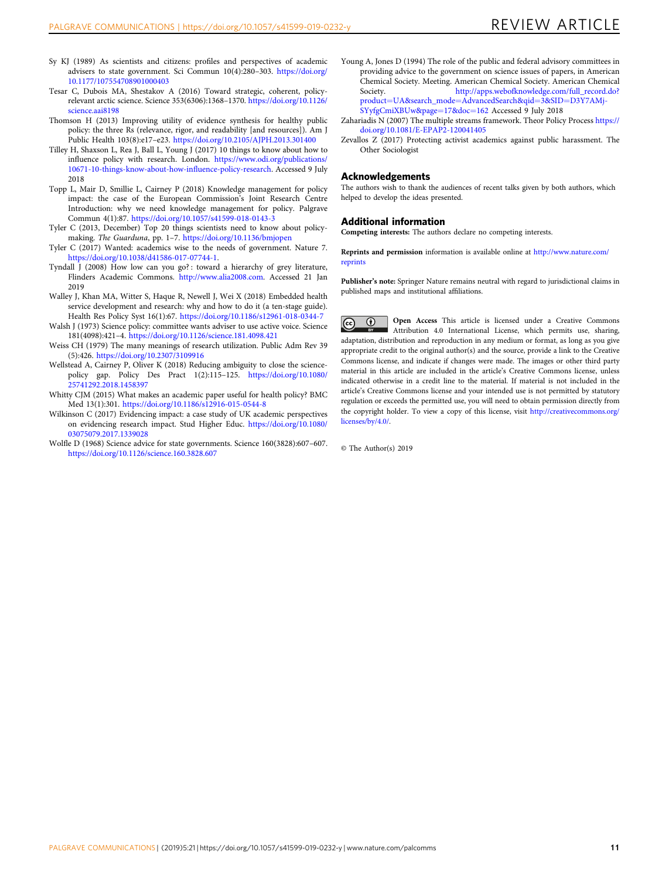Sy KJ (1989) As scientists and citizens: profiles and perspectives of academic advisers to state government. Sci Commun 10(4):280–303. https://doi.org/10.1177/107554708901000403

Tesar C, Dubois MA, Shestakov A (2016) Toward strategic, coherent, policy-relevant arctic science. Science 353(6306):1368–1370. https://doi.org/10.1126/science.aai8198

Thomson H (2013) Improving utility of evidence synthesis for healthy public policy: the three Rs (relevance, rigor, and readability [and resources]). Am J Public Health 103(8):e17–e23. https://doi.org/10.2105/AJPH.2013.301400

Tilley H, Shaxson L, Rea J, Ball L, Young J (2017) 10 things to know about how to influence policy with research. London. https://www.odi.org/publications/10671-10-things-know-about-how-influence-policy-research. Accessed 9 July 2018

Topp L, Mair D, Smillie L, Cairney P (2018) Knowledge management for policy impact: the case of the European Commission's Joint Research Centre Introduction: why we need knowledge management for policy. Palgrave Commun 4(1):87. https://doi.org/10.1057/s41599-018-0143-3

Tyler C (2013, December) Top 20 things scientists need to know about policy-making. *The Guarduna*, pp. 1–7. https://doi.org/10.1136/bmjopen

Tyler C (2017) Wanted: academics wise to the needs of government. Nature 7. https://doi.org/10.1038/d41586-017-07744-1.

Tyndall J (2008) How low can you go?: toward a hierarchy of grey literature, Flinders Academic Commons. http://www.alia2008.com. Accessed 21 Jan 2019

Walley J, Khan MA, Witter S, Haque R, Newell J, Wei X (2018) Embedded health service development and research: why and how to do it (a ten-stage guide). Health Res Policy Syst 16(1):67. https://doi.org/10.1186/s12961-018-0344-7

Walsh J (1973) Science policy: committee wants adviser to use active voice. Science 181(4098):421–4. https://doi.org/10.1126/science.181.4098.421

Weiss CH (1979) The many meanings of research utilization. Public Adm Rev 39 (5):426. https://doi.org/10.2307/3109916

Wellstead A, Cairney P, Oliver K (2018) Reducing ambiguity to close the science-policy gap. Policy Des Pract 1(2):115–125. https://doi.org/10.1080/25741292.2018.1458397

Whitty CJM (2015) What makes an academic paper useful for health policy? BMC Med 13(1):301. https://doi.org/10.1186/s12916-015-0544-8

Wilkinson C (2017) Evidencing impact: a case study of UK academic perspectives on evidencing research impact. Stud Higher Educ. https://doi.org/10.1080/03075079.2017.1339028

Wolfle D (1968) Science advice for state governments. Science 160(3828):607–607. https://doi.org/10.1126/science.160.3828.607

Young A, Jones D (1994) The role of the public and federal advisory committees in providing advice to the government on science issues of papers, in American Chemical Society. Meeting. American Chemical Society. American Chemical Society. http://apps.webofknowledge.com/full_record.do?product=UA&search_mode=AdvancedSearch&qid=3&SID=D3Y7AMj-SYyfgCmiXBUw&page=17&doc=162 Accessed 9 July 2018

Zahariadis N (2007) The multiple streams framework. Theor Policy Process https://doi.org/10.1081/E-EPAP2-120041405

Zevallos Z (2017) Protecting activist academics against public harassment. The Other Sociologist

## Acknowledgements

The authors wish to thank the audiences of recent talks given by both authors, which helped to develop the ideas presented.

## Additional information

**Competing interests:** The authors declare no competing interests.

**Reprints and permission** information is available online at http://www.nature.com/reprints

**Publisher's note:** Springer Nature remains neutral with regard to jurisdictional claims in published maps and institutional affiliations.

**Open Access** This article is licensed under a Creative Commons Attribution 4.0 International License, which permits use, sharing, adaptation, distribution and reproduction in any medium or format, as long as you give appropriate credit to the original author(s) and the source, provide a link to the Creative Commons license, and indicate if changes were made. The images or other third party material in this article are included in the article's Creative Commons license, unless indicated otherwise in a credit line to the material. If material is not included in the article's Creative Commons license and your intended use is not permitted by statutory regulation or exceeds the permitted use, you will need to obtain permission directly from the copyright holder. To view a copy of this license, visit http://creativecommons.org/licenses/by/4.0/.

© The Author(s) 2019